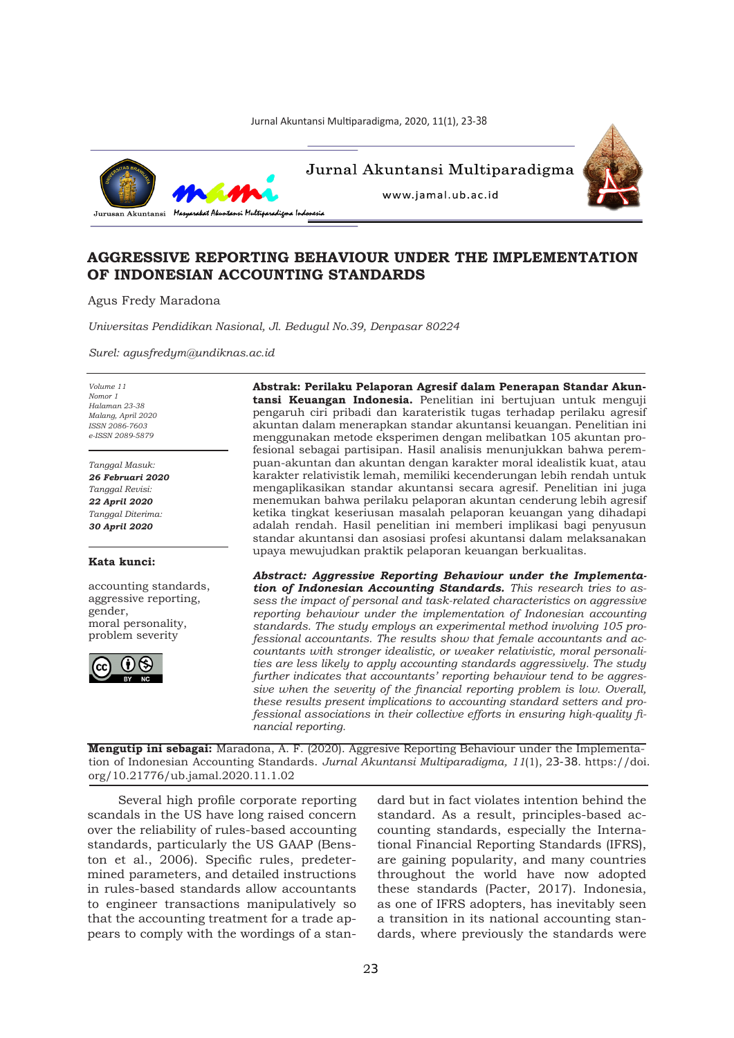# AGGRESSIVE REPORTING BEHAVIOUR UNDER THE IMPLEMENTATION OF INDONESIAN ACCOUNTING STANDARDS

Agus Fredy Maradona

*Universitas Pendidikan Nasional, Jl. Bedugul No.39, Denpasar 80224*

*Surel: agusfredym@undiknas.ac.id*

*Volume 11*
*Nomor 1*
*Halaman 23-38*
*Malang, April 2020*
*ISSN 2086-7603*
*e-ISSN 2089-5879*

*Tanggal Masuk:*
***26 Februari 2020***
*Tanggal Revisi:*
***22 April 2020***
*Tanggal Diterima:*
***30 April 2020***

**Kata kunci:**

accounting standards, aggressive reporting, gender, moral personality, problem severity

**Abstrak: Perilaku Pelaporan Agresif dalam Penerapan Standar Akuntansi Keuangan Indonesia.** Penelitian ini bertujuan untuk menguji pengaruh ciri pribadi dan karateristik tugas terhadap perilaku agresif akuntan dalam menerapkan standar akuntansi keuangan. Penelitian ini menggunakan metode eksperimen dengan melibatkan 105 akuntan profesional sebagai partisipan. Hasil analisis menunjukkan bahwa perempuan-akuntan dan akuntan dengan karakter moral idealistik kuat, atau karakter relativistik lemah, memiliki kecenderungan lebih rendah untuk mengaplikasikan standar akuntansi secara agresif. Penelitian ini juga menemukan bahwa perilaku pelaporan akuntan cenderung lebih agresif ketika tingkat keseriusan masalah pelaporan keuangan yang dihadapi adalah rendah. Hasil penelitian ini memberi implikasi bagi penyusun standar akuntansi dan asosiasi profesi akuntansi dalam melaksanakan upaya mewujudkan praktik pelaporan keuangan berkualitas.

***Abstract: Aggressive Reporting Behaviour under the Implementation of Indonesian Accounting Standards.*** *This research tries to assess the impact of personal and task-related characteristics on aggressive reporting behaviour under the implementation of Indonesian accounting standards. The study employs an experimental method involving 105 professional accountants. The results show that female accountants and accountants with stronger idealistic, or weaker relativistic, moral personalities are less likely to apply accounting standards aggressively. The study further indicates that accountants' reporting behaviour tend to be aggressive when the severity of the financial reporting problem is low. Overall, these results present implications to accounting standard setters and professional associations in their collective efforts in ensuring high-quality financial reporting.*

**Mengutip ini sebagai:** Maradona, A. F. (2020). Aggressive Reporting Behaviour under the Implementation of Indonesian Accounting Standards. *Jurnal Akuntansi Multiparadigma, 11*(1), 23-38. https://doi.org/10.21776/ub.jamal.2020.11.1.02

Several high profile corporate reporting scandals in the US have long raised concern over the reliability of rules-based accounting standards, particularly the US GAAP (Benston et al., 2006). Specific rules, predetermined parameters, and detailed instructions in rules-based standards allow accountants to engineer transactions manipulatively so that the accounting treatment for a trade appears to comply with the wordings of a standard but in fact violates intention behind the standard. As a result, principles-based accounting standards, especially the International Financial Reporting Standards (IFRS), are gaining popularity, and many countries throughout the world have now adopted these standards (Pacter, 2017). Indonesia, as one of IFRS adopters, has inevitably seen a transition in its national accounting standards, where previously the standards were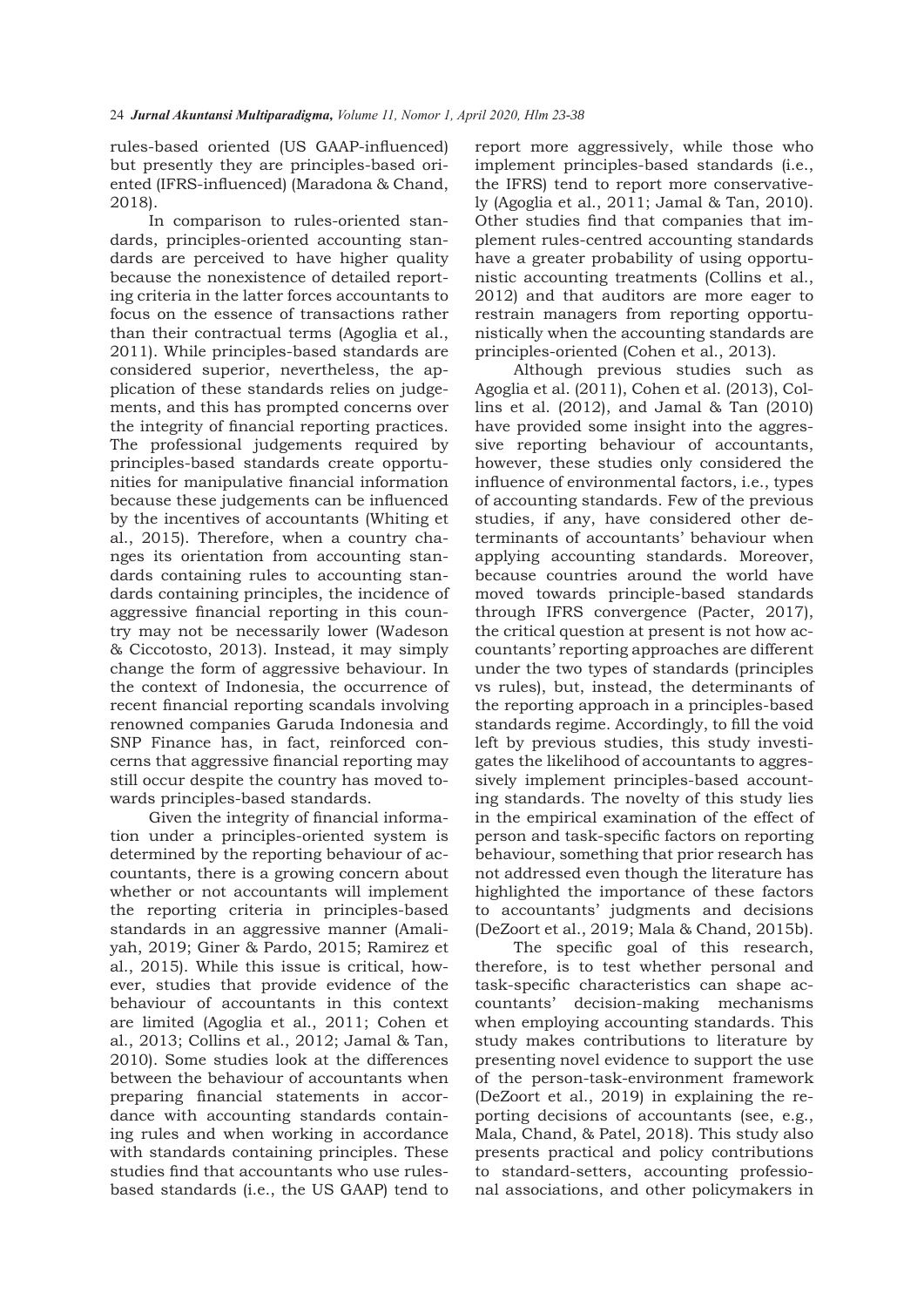rules-based oriented (US GAAP-influenced) but presently they are principles-based oriented (IFRS-influenced) (Maradona & Chand, 2018).

In comparison to rules-oriented standards, principles-oriented accounting standards are perceived to have higher quality because the nonexistence of detailed reporting criteria in the latter forces accountants to focus on the essence of transactions rather than their contractual terms (Agoglia et al., 2011). While principles-based standards are considered superior, nevertheless, the application of these standards relies on judgements, and this has prompted concerns over the integrity of financial reporting practices. The professional judgements required by principles-based standards create opportunities for manipulative financial information because these judgements can be influenced by the incentives of accountants (Whiting et al., 2015). Therefore, when a country changes its orientation from accounting standards containing rules to accounting standards containing principles, the incidence of aggressive financial reporting in this country may not be necessarily lower (Wadeson & Ciccotosto, 2013). Instead, it may simply change the form of aggressive behaviour. In the context of Indonesia, the occurrence of recent financial reporting scandals involving renowned companies Garuda Indonesia and SNP Finance has, in fact, reinforced concerns that aggressive financial reporting may still occur despite the country has moved towards principles-based standards.

Given the integrity of financial information under a principles-oriented system is determined by the reporting behaviour of accountants, there is a growing concern about whether or not accountants will implement the reporting criteria in principles-based standards in an aggressive manner (Amaliyah, 2019; Giner & Pardo, 2015; Ramirez et al., 2015). While this issue is critical, however, studies that provide evidence of the behaviour of accountants in this context are limited (Agoglia et al., 2011; Cohen et al., 2013; Collins et al., 2012; Jamal & Tan, 2010). Some studies look at the differences between the behaviour of accountants when preparing financial statements in accordance with accounting standards containing rules and when working in accordance with standards containing principles. These studies find that accountants who use rules-based standards (i.e., the US GAAP) tend to report more aggressively, while those who implement principles-based standards (i.e., the IFRS) tend to report more conservatively (Agoglia et al., 2011; Jamal & Tan, 2010). Other studies find that companies that implement rules-centred accounting standards have a greater probability of using opportunistic accounting treatments (Collins et al., 2012) and that auditors are more eager to restrain managers from reporting opportunistically when the accounting standards are principles-oriented (Cohen et al., 2013).

Although previous studies such as Agoglia et al. (2011), Cohen et al. (2013), Collins et al. (2012), and Jamal & Tan (2010) have provided some insight into the aggressive reporting behaviour of accountants, however, these studies only considered the influence of environmental factors, i.e., types of accounting standards. Few of the previous studies, if any, have considered other determinants of accountants' behaviour when applying accounting standards. Moreover, because countries around the world have moved towards principle-based standards through IFRS convergence (Pacter, 2017), the critical question at present is not how accountants' reporting approaches are different under the two types of standards (principles vs rules), but, instead, the determinants of the reporting approach in a principles-based standards regime. Accordingly, to fill the void left by previous studies, this study investigates the likelihood of accountants to aggressively implement principles-based accounting standards. The novelty of this study lies in the empirical examination of the effect of person and task-specific factors on reporting behaviour, something that prior research has not addressed even though the literature has highlighted the importance of these factors to accountants' judgments and decisions (DeZoort et al., 2019; Mala & Chand, 2015b).

The specific goal of this research, therefore, is to test whether personal and task-specific characteristics can shape accountants' decision-making mechanisms when employing accounting standards. This study makes contributions to literature by presenting novel evidence to support the use of the person-task-environment framework (DeZoort et al., 2019) in explaining the reporting decisions of accountants (see, e.g., Mala, Chand, & Patel, 2018). This study also presents practical and policy contributions to standard-setters, accounting professional associations, and other policymakers in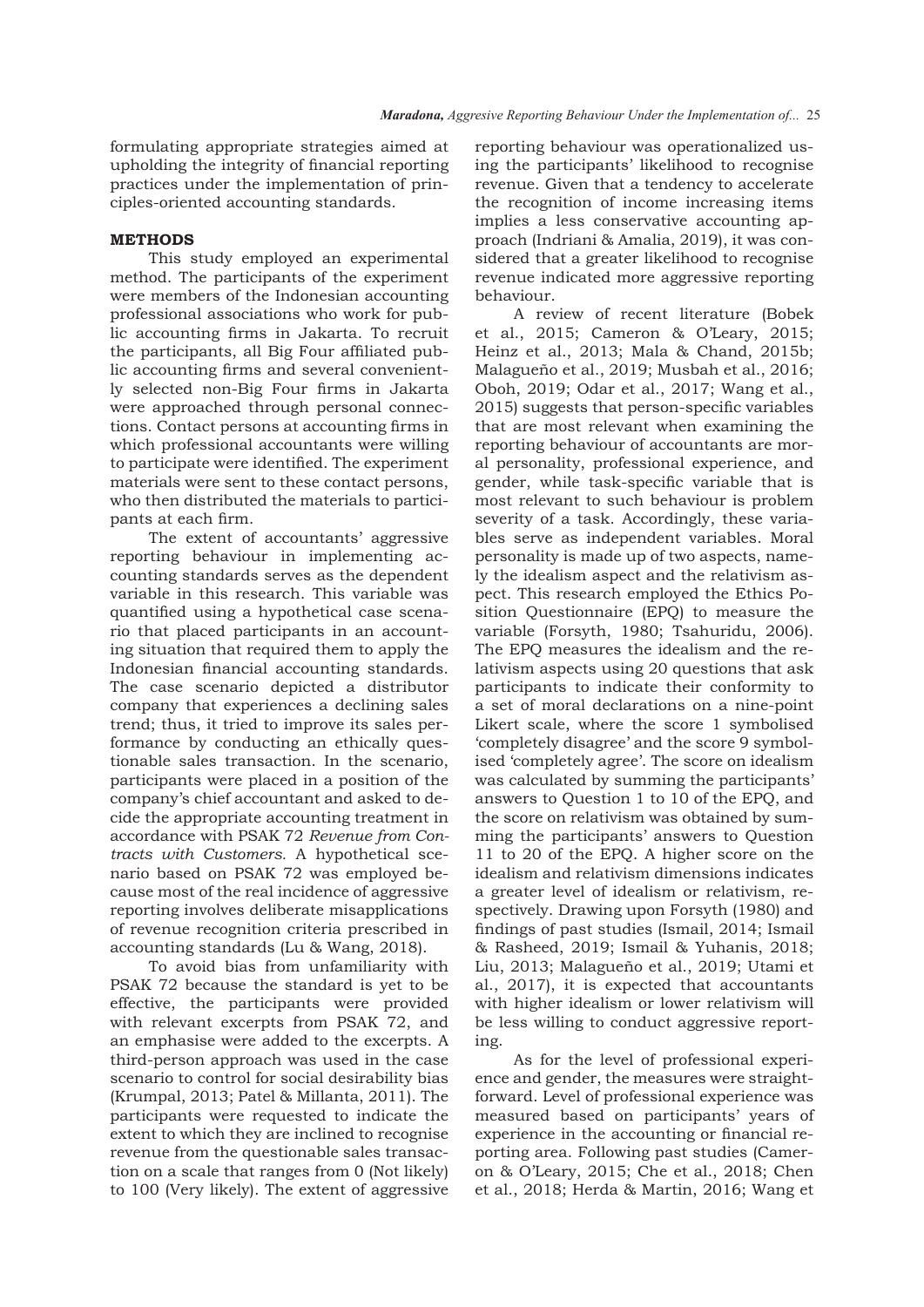formulating appropriate strategies aimed at upholding the integrity of financial reporting practices under the implementation of principles-oriented accounting standards.

## METHODS

This study employed an experimental method. The participants of the experiment were members of the Indonesian accounting professional associations who work for public accounting firms in Jakarta. To recruit the participants, all Big Four affiliated public accounting firms and several conveniently selected non-Big Four firms in Jakarta were approached through personal connections. Contact persons at accounting firms in which professional accountants were willing to participate were identified. The experiment materials were sent to these contact persons, who then distributed the materials to participants at each firm.

The extent of accountants' aggressive reporting behaviour in implementing accounting standards serves as the dependent variable in this research. This variable was quantified using a hypothetical case scenario that placed participants in an accounting situation that required them to apply the Indonesian financial accounting standards. The case scenario depicted a distributor company that experiences a declining sales trend; thus, it tried to improve its sales performance by conducting an ethically questionable sales transaction. In the scenario, participants were placed in a position of the company's chief accountant and asked to decide the appropriate accounting treatment in accordance with PSAK 72 *Revenue from Contracts with Customers.* A hypothetical scenario based on PSAK 72 was employed because most of the real incidence of aggressive reporting involves deliberate misapplications of revenue recognition criteria prescribed in accounting standards (Lu & Wang, 2018).

To avoid bias from unfamiliarity with PSAK 72 because the standard is yet to be effective, the participants were provided with relevant excerpts from PSAK 72, and an emphasise were added to the excerpts. A third-person approach was used in the case scenario to control for social desirability bias (Krumpal, 2013; Patel & Millanta, 2011). The participants were requested to indicate the extent to which they are inclined to recognise revenue from the questionable sales transaction on a scale that ranges from 0 (Not likely) to 100 (Very likely). The extent of aggressive reporting behaviour was operationalized using the participants' likelihood to recognise revenue. Given that a tendency to accelerate the recognition of income increasing items implies a less conservative accounting approach (Indriani & Amalia, 2019), it was considered that a greater likelihood to recognise revenue indicated more aggressive reporting behaviour.

A review of recent literature (Bobek et al., 2015; Cameron & O'Leary, 2015; Heinz et al., 2013; Mala & Chand, 2015b; Malagueño et al., 2019; Musbah et al., 2016; Oboh, 2019; Odar et al., 2017; Wang et al., 2015) suggests that person-specific variables that are most relevant when examining the reporting behaviour of accountants are moral personality, professional experience, and gender, while task-specific variable that is most relevant to such behaviour is problem severity of a task. Accordingly, these variables serve as independent variables. Moral personality is made up of two aspects, namely the idealism aspect and the relativism aspect. This research employed the Ethics Position Questionnaire (EPQ) to measure the variable (Forsyth, 1980; Tsahuridu, 2006). The EPQ measures the idealism and the relativism aspects using 20 questions that ask participants to indicate their conformity to a set of moral declarations on a nine-point Likert scale, where the score 1 symbolised 'completely disagree' and the score 9 symbolised 'completely agree'. The score on idealism was calculated by summing the participants' answers to Question 1 to 10 of the EPQ, and the score on relativism was obtained by summing the participants' answers to Question 11 to 20 of the EPQ. A higher score on the idealism and relativism dimensions indicates a greater level of idealism or relativism, respectively. Drawing upon Forsyth (1980) and findings of past studies (Ismail, 2014; Ismail & Rasheed, 2019; Ismail & Yuhanis, 2018; Liu, 2013; Malagueño et al., 2019; Utami et al., 2017), it is expected that accountants with higher idealism or lower relativism will be less willing to conduct aggressive reporting.

As for the level of professional experience and gender, the measures were straightforward. Level of professional experience was measured based on participants' years of experience in the accounting or financial reporting area. Following past studies (Cameron & O'Leary, 2015; Che et al., 2018; Chen et al., 2018; Herda & Martin, 2016; Wang et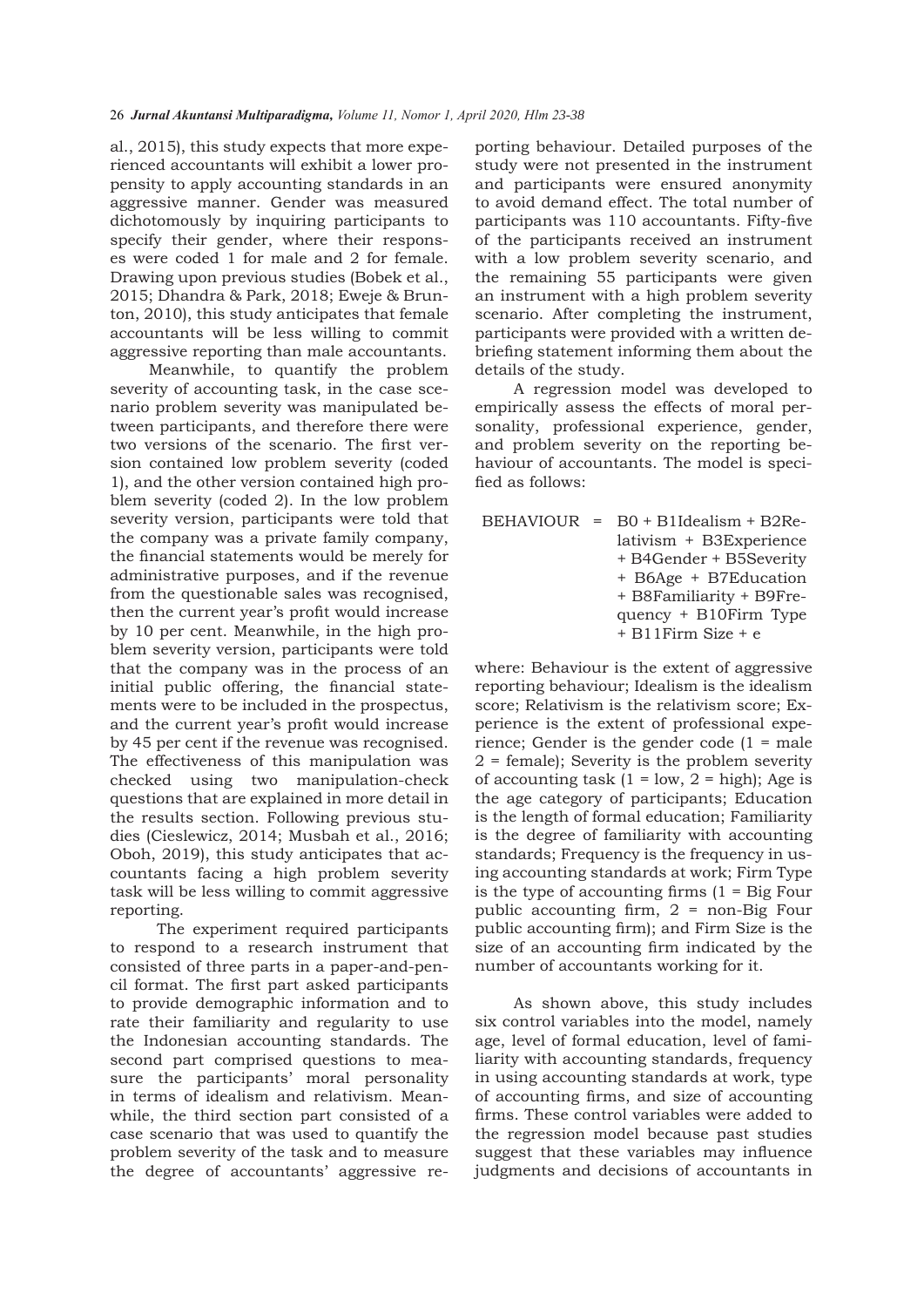al., 2015), this study expects that more experienced accountants will exhibit a lower propensity to apply accounting standards in an aggressive manner. Gender was measured dichotomously by inquiring participants to specify their gender, where their responses were coded 1 for male and 2 for female. Drawing upon previous studies (Bobek et al., 2015; Dhandra & Park, 2018; Eweje & Brunton, 2010), this study anticipates that female accountants will be less willing to commit aggressive reporting than male accountants.

Meanwhile, to quantify the problem severity of accounting task, in the case scenario problem severity was manipulated between participants, and therefore there were two versions of the scenario. The first version contained low problem severity (coded 1), and the other version contained high problem severity (coded 2). In the low problem severity version, participants were told that the company was a private family company, the financial statements would be merely for administrative purposes, and if the revenue from the questionable sales was recognised, then the current year's profit would increase by 10 per cent. Meanwhile, in the high problem severity version, participants were told that the company was in the process of an initial public offering, the financial statements were to be included in the prospectus, and the current year's profit would increase by 45 per cent if the revenue was recognised. The effectiveness of this manipulation was checked using two manipulation-check questions that are explained in more detail in the results section. Following previous studies (Cieslewicz, 2014; Musbah et al., 2016; Oboh, 2019), this study anticipates that accountants facing a high problem severity task will be less willing to commit aggressive reporting.

The experiment required participants to respond to a research instrument that consisted of three parts in a paper-and-pencil format. The first part asked participants to provide demographic information and to rate their familiarity and regularity to use the Indonesian accounting standards. The second part comprised questions to measure the participants' moral personality in terms of idealism and relativism. Meanwhile, the third section part consisted of a case scenario that was used to quantify the problem severity of the task and to measure the degree of accountants' aggressive reporting behaviour. Detailed purposes of the study were not presented in the instrument and participants were ensured anonymity to avoid demand effect. The total number of participants was 110 accountants. Fifty-five of the participants received an instrument with a low problem severity scenario, and the remaining 55 participants were given an instrument with a high problem severity scenario. After completing the instrument, participants were provided with a written debriefing statement informing them about the details of the study.

A regression model was developed to empirically assess the effects of moral personality, professional experience, gender, and problem severity on the reporting behaviour of accountants. The model is specified as follows:

$$\text{BEHAVIOUR} = B0 + B1\text{Idealism} + B2\text{Relativism} + B3\text{Experience} + B4\text{Gender} + B5\text{Severity} + B6\text{Age} + B7\text{Education} + B8\text{Familiarity} + B9\text{Frequency} + B10\text{Firm Type} + B11\text{Firm Size} + e$$

where: Behaviour is the extent of aggressive reporting behaviour; Idealism is the idealism score; Relativism is the relativism score; Experience is the extent of professional experience; Gender is the gender code (1 = male 2 = female); Severity is the problem severity of accounting task (1 = low, 2 = high); Age is the age category of participants; Education is the length of formal education; Familiarity is the degree of familiarity with accounting standards; Frequency is the frequency in using accounting standards at work; Firm Type is the type of accounting firms (1 = Big Four public accounting firm, 2 = non-Big Four public accounting firm); and Firm Size is the size of an accounting firm indicated by the number of accountants working for it.

As shown above, this study includes six control variables into the model, namely age, level of formal education, level of familiarity with accounting standards, frequency in using accounting standards at work, type of accounting firms, and size of accounting firms. These control variables were added to the regression model because past studies suggest that these variables may influence judgments and decisions of accountants in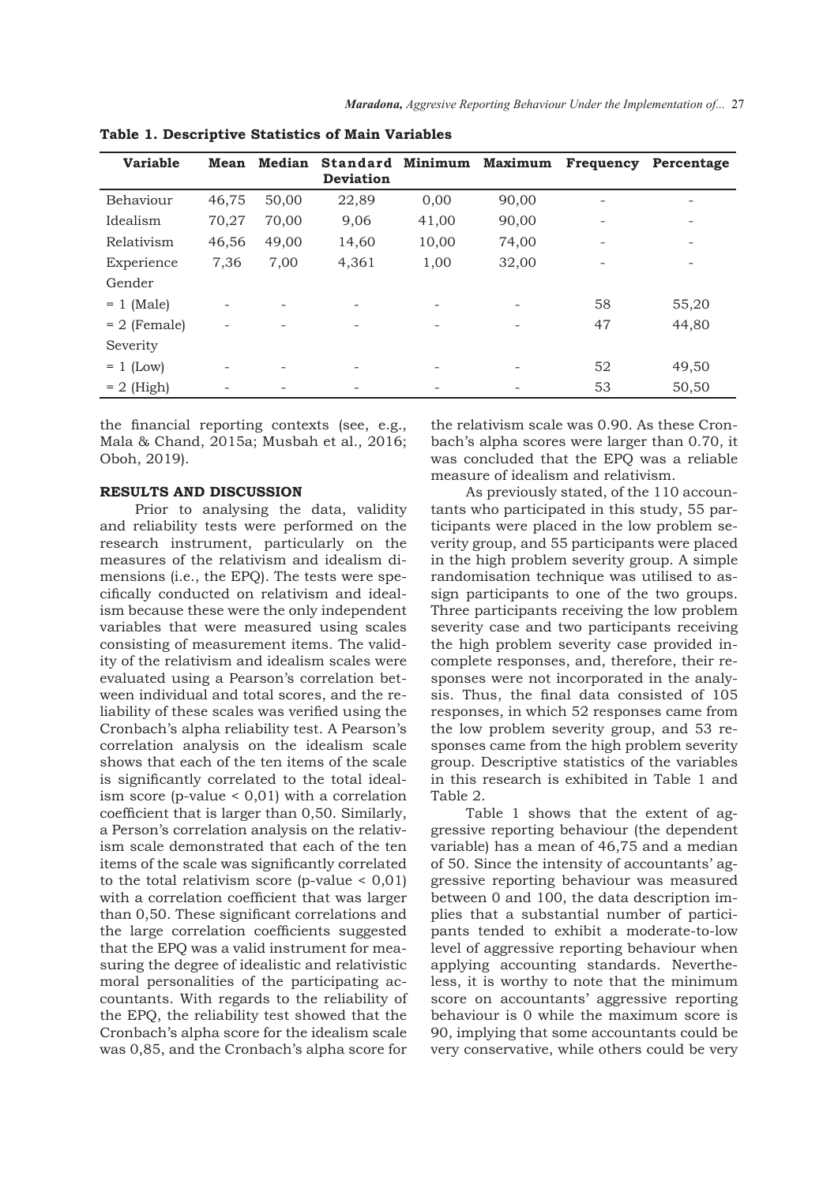**Table 1. Descriptive Statistics of Main Variables**

| Variable | Mean | Median | Standard Deviation | Minimum | Maximum | Frequency | Percentage |
|---|---|---|---|---|---|---|---|
| Behaviour | 46,75 | 50,00 | 22,89 | 0,00 | 90,00 | - | - |
| Idealism | 70,27 | 70,00 | 9,06 | 41,00 | 90,00 | - | - |
| Relativism | 46,56 | 49,00 | 14,60 | 10,00 | 74,00 | - | - |
| Experience | 7,36 | 7,00 | 4,361 | 1,00 | 32,00 | - | - |
| Gender | | | | | | | |
| = 1 (Male) | - | - | - | - | - | 58 | 55,20 |
| = 2 (Female) | - | - | - | - | - | 47 | 44,80 |
| Severity | | | | | | | |
| = 1 (Low) | - | - | - | - | - | 52 | 49,50 |
| = 2 (High) | - | - | - | - | - | 53 | 50,50 |

the financial reporting contexts (see, e.g., Mala & Chand, 2015a; Musbah et al., 2016; Oboh, 2019).

## RESULTS AND DISCUSSION

Prior to analysing the data, validity and reliability tests were performed on the research instrument, particularly on the measures of the relativism and idealism dimensions (i.e., the EPQ). The tests were specifically conducted on relativism and idealism because these were the only independent variables that were measured using scales consisting of measurement items. The validity of the relativism and idealism scales were evaluated using a Pearson's correlation between individual and total scores, and the reliability of these scales was verified using the Cronbach's alpha reliability test. A Pearson's correlation analysis on the idealism scale shows that each of the ten items of the scale is significantly correlated to the total idealism score (p-value < 0,01) with a correlation coefficient that is larger than 0,50. Similarly, a Person's correlation analysis on the relativism scale demonstrated that each of the ten items of the scale was significantly correlated to the total relativism score (p-value < 0,01) with a correlation coefficient that was larger than 0,50. These significant correlations and the large correlation coefficients suggested that the EPQ was a valid instrument for measuring the degree of idealistic and relativistic moral personalities of the participating accountants. With regards to the reliability of the EPQ, the reliability test showed that the Cronbach's alpha score for the idealism scale was 0,85, and the Cronbach's alpha score for the relativism scale was 0.90. As these Cronbach's alpha scores were larger than 0.70, it was concluded that the EPQ was a reliable measure of idealism and relativism.

As previously stated, of the 110 accountants who participated in this study, 55 participants were placed in the low problem severity group, and 55 participants were placed in the high problem severity group. A simple randomisation technique was utilised to assign participants to one of the two groups. Three participants receiving the low problem severity case and two participants receiving the high problem severity case provided incomplete responses, and, therefore, their responses were not incorporated in the analysis. Thus, the final data consisted of 105 responses, in which 52 responses came from the low problem severity group, and 53 responses came from the high problem severity group. Descriptive statistics of the variables in this research is exhibited in Table 1 and Table 2.

Table 1 shows that the extent of aggressive reporting behaviour (the dependent variable) has a mean of 46,75 and a median of 50. Since the intensity of accountants' aggressive reporting behaviour was measured between 0 and 100, the data description implies that a substantial number of participants tended to exhibit a moderate-to-low level of aggressive reporting behaviour when applying accounting standards. Nevertheless, it is worthy to note that the minimum score on accountants' aggressive reporting behaviour is 0 while the maximum score is 90, implying that some accountants could be very conservative, while others could be very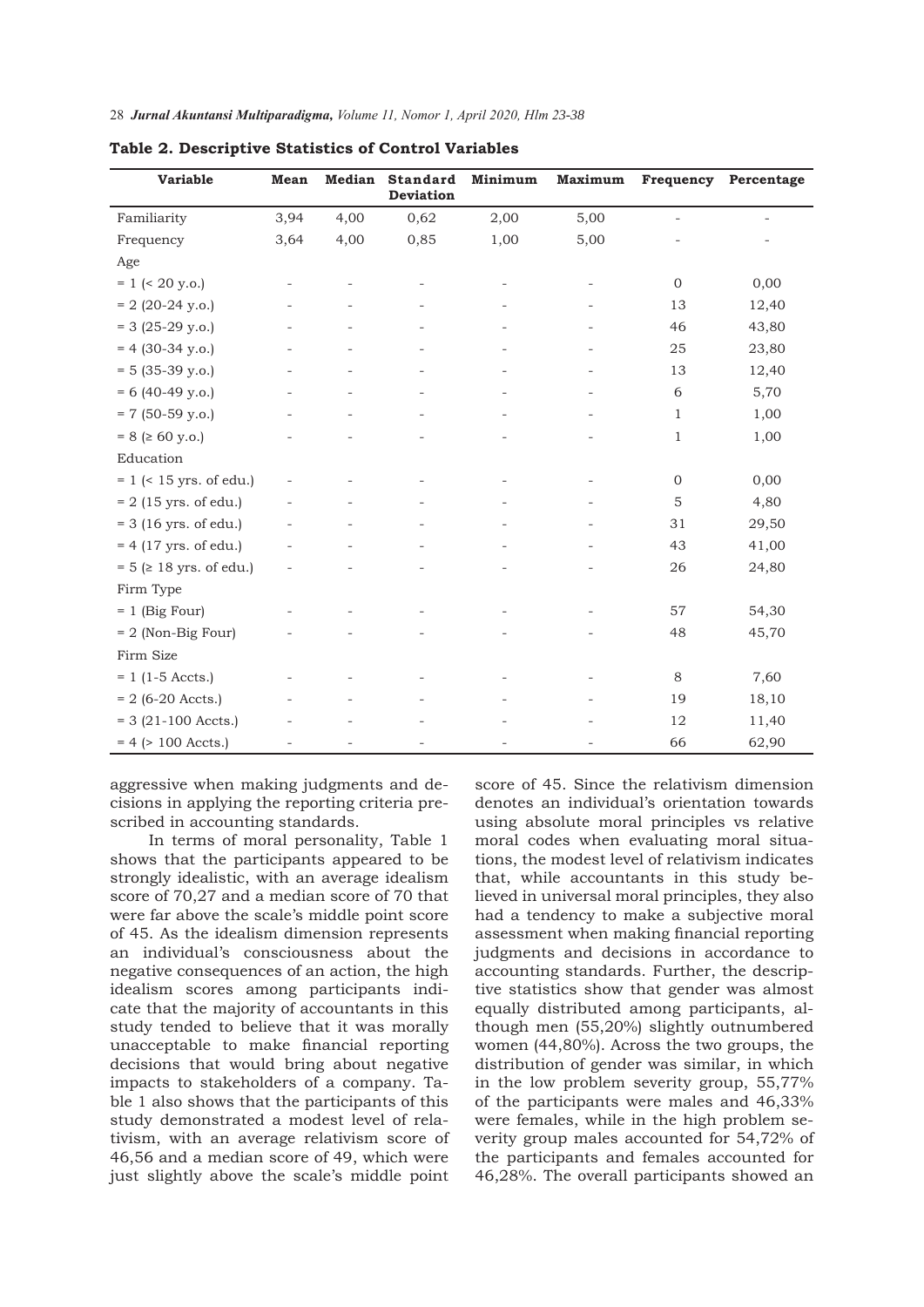**Table 2. Descriptive Statistics of Control Variables**

| Variable | Mean | Median | Standard Deviation | Minimum | Maximum | Frequency | Percentage |
|---|---|---|---|---|---|---|---|
| Familiarity | 3,94 | 4,00 | 0,62 | 2,00 | 5,00 | - | - |
| Frequency | 3,64 | 4,00 | 0,85 | 1,00 | 5,00 | - | - |
| Age | | | | | | | |
| = 1 (< 20 y.o.) | - | - | - | - | - | 0 | 0,00 |
| = 2 (20-24 y.o.) | - | - | - | - | - | 13 | 12,40 |
| = 3 (25-29 y.o.) | - | - | - | - | - | 46 | 43,80 |
| = 4 (30-34 y.o.) | - | - | - | - | - | 25 | 23,80 |
| = 5 (35-39 y.o.) | - | - | - | - | - | 13 | 12,40 |
| = 6 (40-49 y.o.) | - | - | - | - | - | 6 | 5,70 |
| = 7 (50-59 y.o.) | - | - | - | - | - | 1 | 1,00 |
| = 8 (≥ 60 y.o.) | - | - | - | - | - | 1 | 1,00 |
| Education | | | | | | | |
| = 1 (< 15 yrs. of edu.) | - | - | - | - | - | 0 | 0,00 |
| = 2 (15 yrs. of edu.) | - | - | - | - | - | 5 | 4,80 |
| = 3 (16 yrs. of edu.) | - | - | - | - | - | 31 | 29,50 |
| = 4 (17 yrs. of edu.) | - | - | - | - | - | 43 | 41,00 |
| = 5 (≥ 18 yrs. of edu.) | - | - | - | - | - | 26 | 24,80 |
| Firm Type | | | | | | | |
| = 1 (Big Four) | - | - | - | - | - | 57 | 54,30 |
| = 2 (Non-Big Four) | - | - | - | - | - | 48 | 45,70 |
| Firm Size | | | | | | | |
| = 1 (1-5 Accts.) | - | - | - | - | - | 8 | 7,60 |
| = 2 (6-20 Accts.) | - | - | - | - | - | 19 | 18,10 |
| = 3 (21-100 Accts.) | - | - | - | - | - | 12 | 11,40 |
| = 4 (> 100 Accts.) | - | - | - | - | - | 66 | 62,90 |

aggressive when making judgments and decisions in applying the reporting criteria prescribed in accounting standards.

In terms of moral personality, Table 1 shows that the participants appeared to be strongly idealistic, with an average idealism score of 70,27 and a median score of 70 that were far above the scale's middle point score of 45. As the idealism dimension represents an individual's consciousness about the negative consequences of an action, the high idealism scores among participants indicate that the majority of accountants in this study tended to believe that it was morally unacceptable to make financial reporting decisions that would bring about negative impacts to stakeholders of a company. Table 1 also shows that the participants of this study demonstrated a modest level of relativism, with an average relativism score of 46,56 and a median score of 49, which were just slightly above the scale's middle point score of 45. Since the relativism dimension denotes an individual's orientation towards using absolute moral principles vs relative moral codes when evaluating moral situations, the modest level of relativism indicates that, while accountants in this study believed in universal moral principles, they also had a tendency to make a subjective moral assessment when making financial reporting judgments and decisions in accordance to accounting standards. Further, the descriptive statistics show that gender was almost equally distributed among participants, although men (55,20%) slightly outnumbered women (44,80%). Across the two groups, the distribution of gender was similar, in which in the low problem severity group, 55,77% of the participants were males and 46,33% were females, while in the high problem severity group males accounted for 54,72% of the participants and females accounted for 46,28%. The overall participants showed an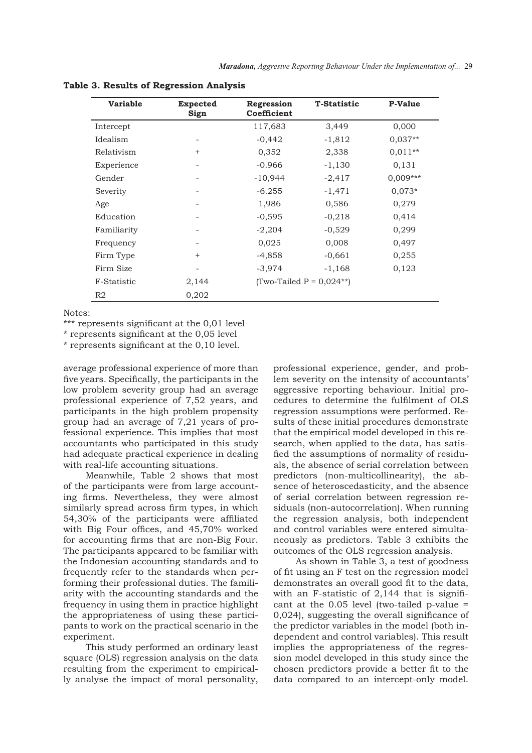**Table 3. Results of Regression Analysis**

| Variable | Expected Sign | Regression Coefficient | T-Statistic | P-Value |
|---|---|---|---|---|
| Intercept | | 117,683 | 3,449 | 0,000 |
| Idealism | - | -0,442 | -1,812 | 0,037** |
| Relativism | + | 0,352 | 2,338 | 0,011** |
| Experience | - | -0.966 | -1,130 | 0,131 |
| Gender | - | -10,944 | -2,417 | 0,009*** |
| Severity | - | -6.255 | -1,471 | 0,073* |
| Age | - | 1,986 | 0,586 | 0,279 |
| Education | - | -0,595 | -0,218 | 0,414 |
| Familiarity | - | -2,204 | -0,529 | 0,299 |
| Frequency | - | 0,025 | 0,008 | 0,497 |
| Firm Type | + | -4,858 | -0,661 | 0,255 |
| Firm Size | - | -3,974 | -1,168 | 0,123 |
| F-Statistic | 2,144 | (Two-Tailed P = 0,024**) | | |
| R2 | 0,202 | | | |

Notes:

*** represents significant at the 0,01 level

* represents significant at the 0,05 level

* represents significant at the 0,10 level.

average professional experience of more than five years. Specifically, the participants in the low problem severity group had an average professional experience of 7,52 years, and participants in the high problem propensity group had an average of 7,21 years of professional experience. This implies that most accountants who participated in this study had adequate practical experience in dealing with real-life accounting situations.

Meanwhile, Table 2 shows that most of the participants were from large accounting firms. Nevertheless, they were almost similarly spread across firm types, in which 54,30% of the participants were affiliated with Big Four offices, and 45,70% worked for accounting firms that are non-Big Four. The participants appeared to be familiar with the Indonesian accounting standards and to frequently refer to the standards when performing their professional duties. The familiarity with the accounting standards and the frequency in using them in practice highlight the appropriateness of using these participants to work on the practical scenario in the experiment.

This study performed an ordinary least square (OLS) regression analysis on the data resulting from the experiment to empirically analyse the impact of moral personality, professional experience, gender, and problem severity on the intensity of accountants' aggressive reporting behaviour. Initial procedures to determine the fulfilment of OLS regression assumptions were performed. Results of these initial procedures demonstrate that the empirical model developed in this research, when applied to the data, has satisfied the assumptions of normality of residuals, the absence of serial correlation between predictors (non-multicollinearity), the absence of heteroscedasticity, and the absence of serial correlation between regression residuals (non-autocorrelation). When running the regression analysis, both independent and control variables were entered simultaneously as predictors. Table 3 exhibits the outcomes of the OLS regression analysis.

As shown in Table 3, a test of goodness of fit using an F test on the regression model demonstrates an overall good fit to the data, with an F-statistic of 2,144 that is significant at the 0.05 level (two-tailed p-value = 0,024), suggesting the overall significance of the predictor variables in the model (both independent and control variables). This result implies the appropriateness of the regression model developed in this study since the chosen predictors provide a better fit to the data compared to an intercept-only model.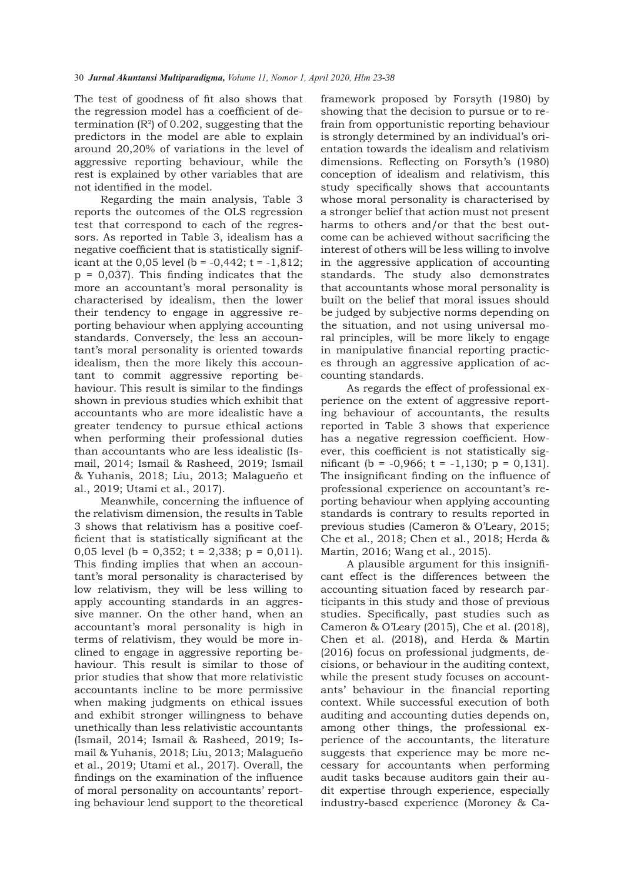The test of goodness of fit also shows that the regression model has a coefficient of determination ($R^2$) of 0.202, suggesting that the predictors in the model are able to explain around 20,20% of variations in the level of aggressive reporting behaviour, while the rest is explained by other variables that are not identified in the model.

Regarding the main analysis, Table 3 reports the outcomes of the OLS regression test that correspond to each of the regressors. As reported in Table 3, idealism has a negative coefficient that is statistically significant at the 0,05 level (b = -0,442; t = -1,812; p = 0,037). This finding indicates that the more an accountant's moral personality is characterised by idealism, then the lower their tendency to engage in aggressive reporting behaviour when applying accounting standards. Conversely, the less an accountant's moral personality is oriented towards idealism, then the more likely this accountant to commit aggressive reporting behaviour. This result is similar to the findings shown in previous studies which exhibit that accountants who are more idealistic have a greater tendency to pursue ethical actions when performing their professional duties than accountants who are less idealistic (Ismail, 2014; Ismail & Rasheed, 2019; Ismail & Yuhanis, 2018; Liu, 2013; Malagueño et al., 2019; Utami et al., 2017).

Meanwhile, concerning the influence of the relativism dimension, the results in Table 3 shows that relativism has a positive coefficient that is statistically significant at the 0,05 level (b = 0,352; t = 2,338; p = 0,011). This finding implies that when an accountant's moral personality is characterised by low relativism, they will be less willing to apply accounting standards in an aggressive manner. On the other hand, when an accountant's moral personality is high in terms of relativism, they would be more inclined to engage in aggressive reporting behaviour. This result is similar to those of prior studies that show that more relativistic accountants incline to be more permissive when making judgments on ethical issues and exhibit stronger willingness to behave unethically than less relativistic accountants (Ismail, 2014; Ismail & Rasheed, 2019; Ismail & Yuhanis, 2018; Liu, 2013; Malagueño et al., 2019; Utami et al., 2017). Overall, the findings on the examination of the influence of moral personality on accountants' reporting behaviour lend support to the theoretical framework proposed by Forsyth (1980) by showing that the decision to pursue or to refrain from opportunistic reporting behaviour is strongly determined by an individual's orientation towards the idealism and relativism dimensions. Reflecting on Forsyth's (1980) conception of idealism and relativism, this study specifically shows that accountants whose moral personality is characterised by a stronger belief that action must not present harms to others and/or that the best outcome can be achieved without sacrificing the interest of others will be less willing to involve in the aggressive application of accounting standards. The study also demonstrates that accountants whose moral personality is built on the belief that moral issues should be judged by subjective norms depending on the situation, and not using universal moral principles, will be more likely to engage in manipulative financial reporting practices through an aggressive application of accounting standards.

As regards the effect of professional experience on the extent of aggressive reporting behaviour of accountants, the results reported in Table 3 shows that experience has a negative regression coefficient. However, this coefficient is not statistically significant (b = -0,966; t = -1,130; p = 0,131). The insignificant finding on the influence of professional experience on accountant's reporting behaviour when applying accounting standards is contrary to results reported in previous studies (Cameron & O'Leary, 2015; Che et al., 2018; Chen et al., 2018; Herda & Martin, 2016; Wang et al., 2015).

A plausible argument for this insignificant effect is the differences between the accounting situation faced by research participants in this study and those of previous studies. Specifically, past studies such as Cameron & O'Leary (2015), Che et al. (2018), Chen et al. (2018), and Herda & Martin (2016) focus on professional judgments, decisions, or behaviour in the auditing context, while the present study focuses on accountants' behaviour in the financial reporting context. While successful execution of both auditing and accounting duties depends on, among other things, the professional experience of the accountants, the literature suggests that experience may be more necessary for accountants when performing audit tasks because auditors gain their audit expertise through experience, especially industry-based experience (Moroney & Ca-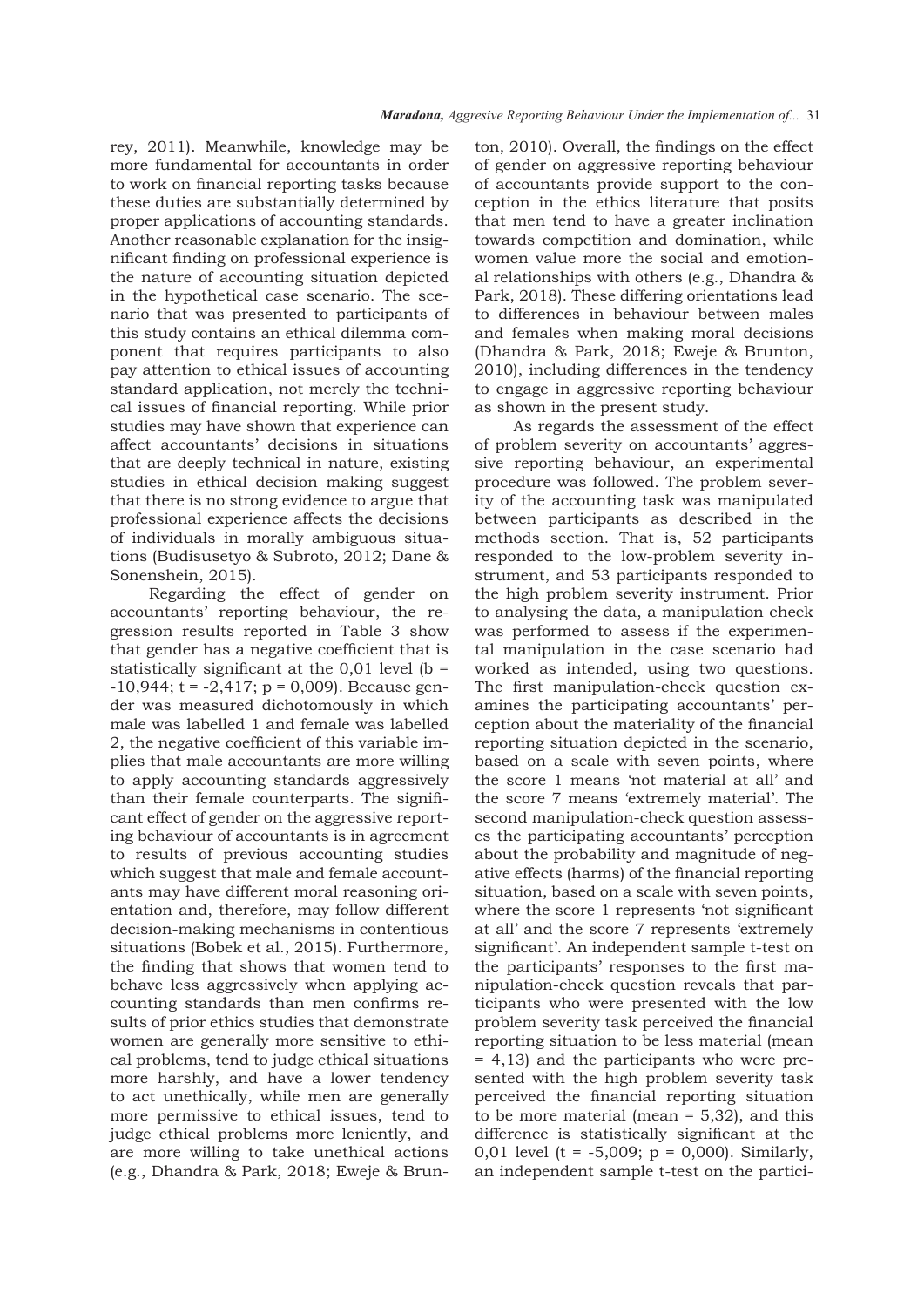rey, 2011). Meanwhile, knowledge may be more fundamental for accountants in order to work on financial reporting tasks because these duties are substantially determined by proper applications of accounting standards. Another reasonable explanation for the insignificant finding on professional experience is the nature of accounting situation depicted in the hypothetical case scenario. The scenario that was presented to participants of this study contains an ethical dilemma component that requires participants to also pay attention to ethical issues of accounting standard application, not merely the technical issues of financial reporting. While prior studies may have shown that experience can affect accountants' decisions in situations that are deeply technical in nature, existing studies in ethical decision making suggest that there is no strong evidence to argue that professional experience affects the decisions of individuals in morally ambiguous situations (Budisusetyo & Subroto, 2012; Dane & Sonenshein, 2015).

Regarding the effect of gender on accountants' reporting behaviour, the regression results reported in Table 3 show that gender has a negative coefficient that is statistically significant at the 0,01 level (b = -10,944; t = -2,417; p = 0,009). Because gender was measured dichotomously in which male was labelled 1 and female was labelled 2, the negative coefficient of this variable implies that male accountants are more willing to apply accounting standards aggressively than their female counterparts. The significant effect of gender on the aggressive reporting behaviour of accountants is in agreement to results of previous accounting studies which suggest that male and female accountants may have different moral reasoning orientation and, therefore, may follow different decision-making mechanisms in contentious situations (Bobek et al., 2015). Furthermore, the finding that shows that women tend to behave less aggressively when applying accounting standards than men confirms results of prior ethics studies that demonstrate women are generally more sensitive to ethical problems, tend to judge ethical situations more harshly, and have a lower tendency to act unethically, while men are generally more permissive to ethical issues, tend to judge ethical problems more leniently, and are more willing to take unethical actions (e.g., Dhandra & Park, 2018; Eweje & Brunton, 2010). Overall, the findings on the effect of gender on aggressive reporting behaviour of accountants provide support to the conception in the ethics literature that posits that men tend to have a greater inclination towards competition and domination, while women value more the social and emotional relationships with others (e.g., Dhandra & Park, 2018). These differing orientations lead to differences in behaviour between males and females when making moral decisions (Dhandra & Park, 2018; Eweje & Brunton, 2010), including differences in the tendency to engage in aggressive reporting behaviour as shown in the present study.

As regards the assessment of the effect of problem severity on accountants' aggressive reporting behaviour, an experimental procedure was followed. The problem severity of the accounting task was manipulated between participants as described in the methods section. That is, 52 participants responded to the low-problem severity instrument, and 53 participants responded to the high problem severity instrument. Prior to analysing the data, a manipulation check was performed to assess if the experimental manipulation in the case scenario had worked as intended, using two questions. The first manipulation-check question examines the participating accountants' perception about the materiality of the financial reporting situation depicted in the scenario, based on a scale with seven points, where the score 1 means 'not material at all' and the score 7 means 'extremely material'. The second manipulation-check question assesses the participating accountants' perception about the probability and magnitude of negative effects (harms) of the financial reporting situation, based on a scale with seven points, where the score 1 represents 'not significant at all' and the score 7 represents 'extremely significant'. An independent sample t-test on the participants' responses to the first manipulation-check question reveals that participants who were presented with the low problem severity task perceived the financial reporting situation to be less material (mean = 4,13) and the participants who were presented with the high problem severity task perceived the financial reporting situation to be more material (mean = 5,32), and this difference is statistically significant at the 0,01 level (t = -5,009; p = 0,000). Similarly, an independent sample t-test on the partici-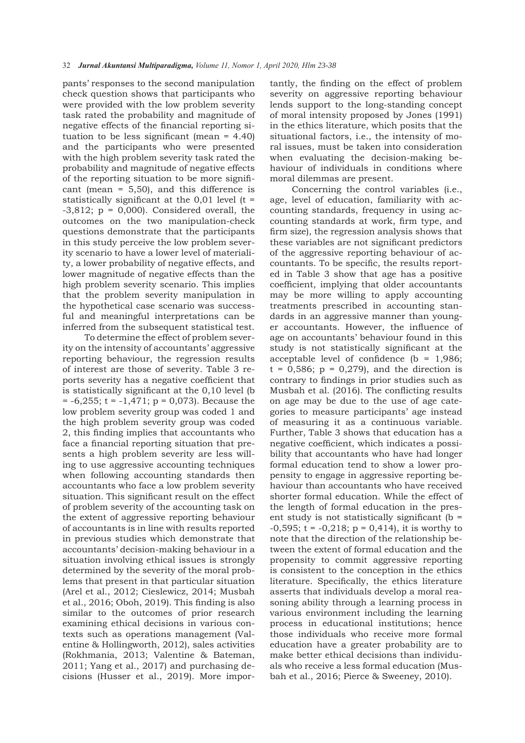pants' responses to the second manipulation check question shows that participants who were provided with the low problem severity task rated the probability and magnitude of negative effects of the financial reporting situation to be less significant (mean = 4.40) and the participants who were presented with the high problem severity task rated the probability and magnitude of negative effects of the reporting situation to be more significant (mean = 5,50), and this difference is statistically significant at the 0,01 level (t = -3,812; p = 0,000). Considered overall, the outcomes on the two manipulation-check questions demonstrate that the participants in this study perceive the low problem severity scenario to have a lower level of materiality, a lower probability of negative effects, and lower magnitude of negative effects than the high problem severity scenario. This implies that the problem severity manipulation in the hypothetical case scenario was successful and meaningful interpretations can be inferred from the subsequent statistical test.

To determine the effect of problem severity on the intensity of accountants' aggressive reporting behaviour, the regression results of interest are those of severity. Table 3 reports severity has a negative coefficient that is statistically significant at the 0,10 level (b = -6,255; t = -1,471; p = 0,073). Because the low problem severity group was coded 1 and the high problem severity group was coded 2, this finding implies that accountants who face a financial reporting situation that presents a high problem severity are less willing to use aggressive accounting techniques when following accounting standards then accountants who face a low problem severity situation. This significant result on the effect of problem severity of the accounting task on the extent of aggressive reporting behaviour of accountants is in line with results reported in previous studies which demonstrate that accountants' decision-making behaviour in a situation involving ethical issues is strongly determined by the severity of the moral problems that present in that particular situation (Arel et al., 2012; Cieslewicz, 2014; Musbah et al., 2016; Oboh, 2019). This finding is also similar to the outcomes of prior research examining ethical decisions in various contexts such as operations management (Valentine & Hollingworth, 2012), sales activities (Rokhmania, 2013; Valentine & Bateman, 2011; Yang et al., 2017) and purchasing decisions (Husser et al., 2019). More importantly, the finding on the effect of problem severity on aggressive reporting behaviour lends support to the long-standing concept of moral intensity proposed by Jones (1991) in the ethics literature, which posits that the situational factors, i.e., the intensity of moral issues, must be taken into consideration when evaluating the decision-making behaviour of individuals in conditions where moral dilemmas are present.

Concerning the control variables (i.e., age, level of education, familiarity with accounting standards, frequency in using accounting standards at work, firm type, and firm size), the regression analysis shows that these variables are not significant predictors of the aggressive reporting behaviour of accountants. To be specific, the results reported in Table 3 show that age has a positive coefficient, implying that older accountants may be more willing to apply accounting treatments prescribed in accounting standards in an aggressive manner than younger accountants. However, the influence of age on accountants' behaviour found in this study is not statistically significant at the acceptable level of confidence (b = 1,986; t = 0,586; p = 0,279), and the direction is contrary to findings in prior studies such as Musbah et al. (2016). The conflicting results on age may be due to the use of age categories to measure participants' age instead of measuring it as a continuous variable. Further, Table 3 shows that education has a negative coefficient, which indicates a possibility that accountants who have had longer formal education tend to show a lower propensity to engage in aggressive reporting behaviour than accountants who have received shorter formal education. While the effect of the length of formal education in the present study is not statistically significant (b = -0,595; t = -0,218; p = 0,414), it is worthy to note that the direction of the relationship between the extent of formal education and the propensity to commit aggressive reporting is consistent to the conception in the ethics literature. Specifically, the ethics literature asserts that individuals develop a moral reasoning ability through a learning process in various environment including the learning process in educational institutions; hence those individuals who receive more formal education have a greater probability are to make better ethical decisions than individuals who receive a less formal education (Musbah et al., 2016; Pierce & Sweeney, 2010).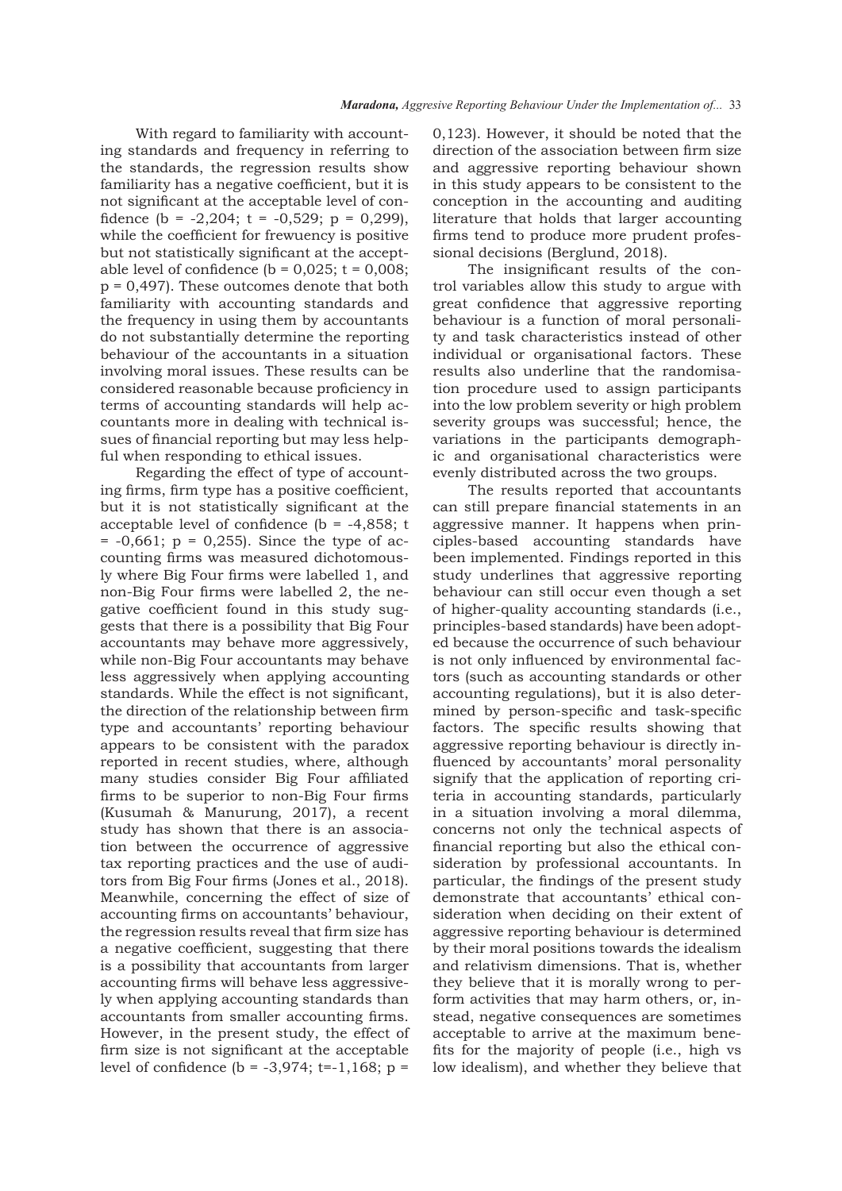With regard to familiarity with accounting standards and frequency in referring to the standards, the regression results show familiarity has a negative coefficient, but it is not significant at the acceptable level of confidence ($b = -2{,}204$; $t = -0{,}529$; $p = 0{,}299$), while the coefficient for frewuency is positive but not statistically significant at the acceptable level of confidence ($b = 0{,}025$; $t = 0{,}008$; $p = 0{,}497$). These outcomes denote that both familiarity with accounting standards and the frequency in using them by accountants do not substantially determine the reporting behaviour of the accountants in a situation involving moral issues. These results can be considered reasonable because proficiency in terms of accounting standards will help accountants more in dealing with technical issues of financial reporting but may less helpful when responding to ethical issues.

Regarding the effect of type of accounting firms, firm type has a positive coefficient, but it is not statistically significant at the acceptable level of confidence ($b = -4{,}858$; $t = -0{,}661$; $p = 0{,}255$). Since the type of accounting firms was measured dichotomously where Big Four firms were labelled 1, and non-Big Four firms were labelled 2, the negative coefficient found in this study suggests that there is a possibility that Big Four accountants may behave more aggressively, while non-Big Four accountants may behave less aggressively when applying accounting standards. While the effect is not significant, the direction of the relationship between firm type and accountants' reporting behaviour appears to be consistent with the paradox reported in recent studies, where, although many studies consider Big Four affiliated firms to be superior to non-Big Four firms (Kusumah & Manurung, 2017), a recent study has shown that there is an association between the occurrence of aggressive tax reporting practices and the use of auditors from Big Four firms (Jones et al., 2018). Meanwhile, concerning the effect of size of accounting firms on accountants' behaviour, the regression results reveal that firm size has a negative coefficient, suggesting that there is a possibility that accountants from larger accounting firms will behave less aggressively when applying accounting standards than accountants from smaller accounting firms. However, in the present study, the effect of firm size is not significant at the acceptable level of confidence ($b = -3{,}974$; $t=-1{,}168$; $p = 0{,}123$). However, it should be noted that the direction of the association between firm size and aggressive reporting behaviour shown in this study appears to be consistent to the conception in the accounting and auditing literature that holds that larger accounting firms tend to produce more prudent professional decisions (Berglund, 2018).

The insignificant results of the control variables allow this study to argue with great confidence that aggressive reporting behaviour is a function of moral personality and task characteristics instead of other individual or organisational factors. These results also underline that the randomisation procedure used to assign participants into the low problem severity or high problem severity groups was successful; hence, the variations in the participants demographic and organisational characteristics were evenly distributed across the two groups.

The results reported that accountants can still prepare financial statements in an aggressive manner. It happens when principles-based accounting standards have been implemented. Findings reported in this study underlines that aggressive reporting behaviour can still occur even though a set of higher-quality accounting standards (i.e., principles-based standards) have been adopted because the occurrence of such behaviour is not only influenced by environmental factors (such as accounting standards or other accounting regulations), but it is also determined by person-specific and task-specific factors. The specific results showing that aggressive reporting behaviour is directly influenced by accountants' moral personality signify that the application of reporting criteria in accounting standards, particularly in a situation involving a moral dilemma, concerns not only the technical aspects of financial reporting but also the ethical consideration by professional accountants. In particular, the findings of the present study demonstrate that accountants' ethical consideration when deciding on their extent of aggressive reporting behaviour is determined by their moral positions towards the idealism and relativism dimensions. That is, whether they believe that it is morally wrong to perform activities that may harm others, or, instead, negative consequences are sometimes acceptable to arrive at the maximum benefits for the majority of people (i.e., high vs low idealism), and whether they believe that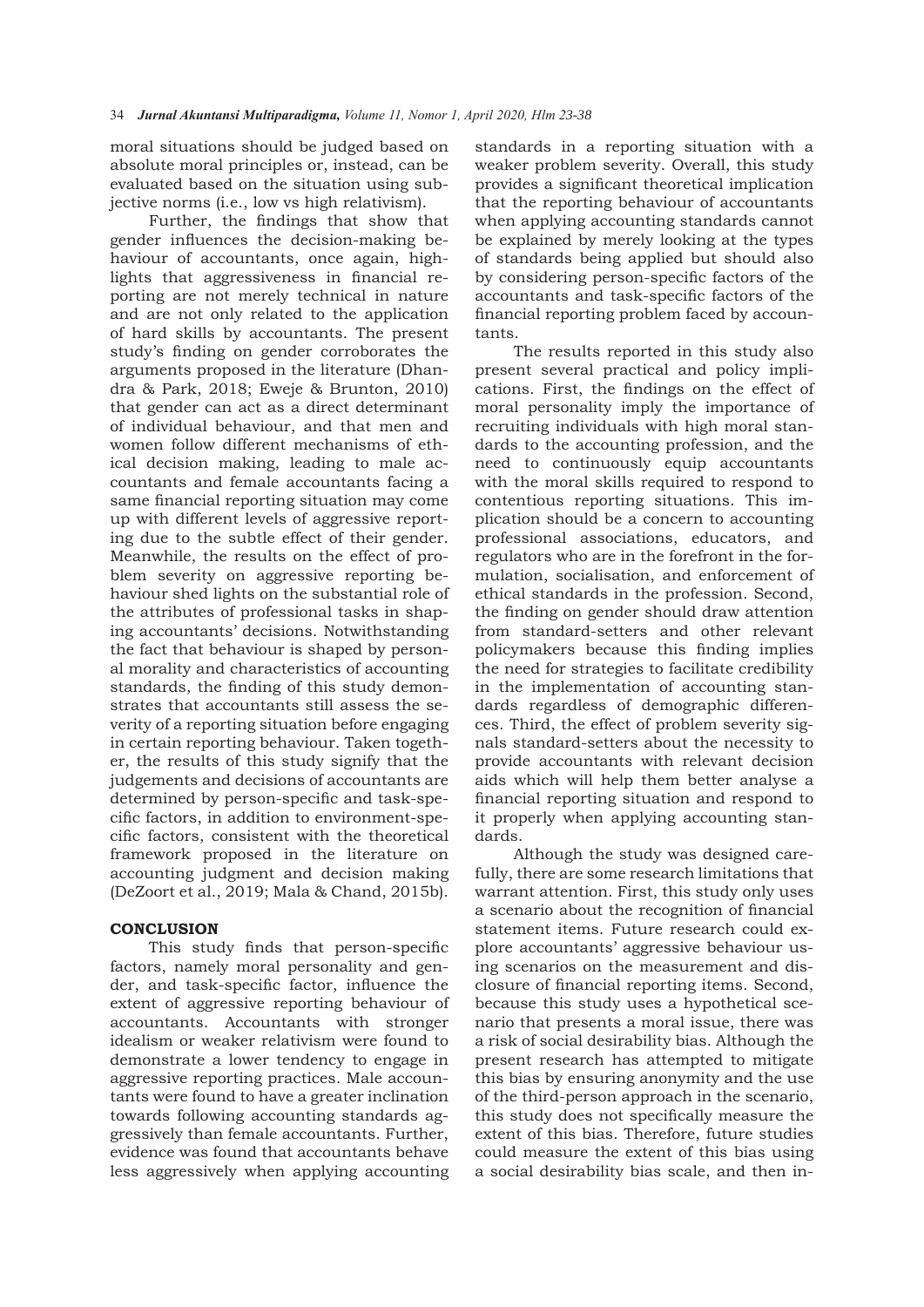moral situations should be judged based on absolute moral principles or, instead, can be evaluated based on the situation using subjective norms (i.e., low vs high relativism).

Further, the findings that show that gender influences the decision-making behaviour of accountants, once again, highlights that aggressiveness in financial reporting are not merely technical in nature and are not only related to the application of hard skills by accountants. The present study's finding on gender corroborates the arguments proposed in the literature (Dhandra & Park, 2018; Eweje & Brunton, 2010) that gender can act as a direct determinant of individual behaviour, and that men and women follow different mechanisms of ethical decision making, leading to male accountants and female accountants facing a same financial reporting situation may come up with different levels of aggressive reporting due to the subtle effect of their gender. Meanwhile, the results on the effect of problem severity on aggressive reporting behaviour shed lights on the substantial role of the attributes of professional tasks in shaping accountants' decisions. Notwithstanding the fact that behaviour is shaped by personal morality and characteristics of accounting standards, the finding of this study demonstrates that accountants still assess the severity of a reporting situation before engaging in certain reporting behaviour. Taken together, the results of this study signify that the judgements and decisions of accountants are determined by person-specific and task-specific factors, in addition to environment-specific factors, consistent with the theoretical framework proposed in the literature on accounting judgment and decision making (DeZoort et al., 2019; Mala & Chand, 2015b).

## CONCLUSION

This study finds that person-specific factors, namely moral personality and gender, and task-specific factor, influence the extent of aggressive reporting behaviour of accountants. Accountants with stronger idealism or weaker relativism were found to demonstrate a lower tendency to engage in aggressive reporting practices. Male accountants were found to have a greater inclination towards following accounting standards aggressively than female accountants. Further, evidence was found that accountants behave less aggressively when applying accounting standards in a reporting situation with a weaker problem severity. Overall, this study provides a significant theoretical implication that the reporting behaviour of accountants when applying accounting standards cannot be explained by merely looking at the types of standards being applied but should also by considering person-specific factors of the accountants and task-specific factors of the financial reporting problem faced by accountants.

The results reported in this study also present several practical and policy implications. First, the findings on the effect of moral personality imply the importance of recruiting individuals with high moral standards to the accounting profession, and the need to continuously equip accountants with the moral skills required to respond to contentious reporting situations. This implication should be a concern to accounting professional associations, educators, and regulators who are in the forefront in the formulation, socialisation, and enforcement of ethical standards in the profession. Second, the finding on gender should draw attention from standard-setters and other relevant policymakers because this finding implies the need for strategies to facilitate credibility in the implementation of accounting standards regardless of demographic differences. Third, the effect of problem severity signals standard-setters about the necessity to provide accountants with relevant decision aids which will help them better analyse a financial reporting situation and respond to it properly when applying accounting standards.

Although the study was designed carefully, there are some research limitations that warrant attention. First, this study only uses a scenario about the recognition of financial statement items. Future research could explore accountants' aggressive behaviour using scenarios on the measurement and disclosure of financial reporting items. Second, because this study uses a hypothetical scenario that presents a moral issue, there was a risk of social desirability bias. Although the present research has attempted to mitigate this bias by ensuring anonymity and the use of the third-person approach in the scenario, this study does not specifically measure the extent of this bias. Therefore, future studies could measure the extent of this bias using a social desirability bias scale, and then in-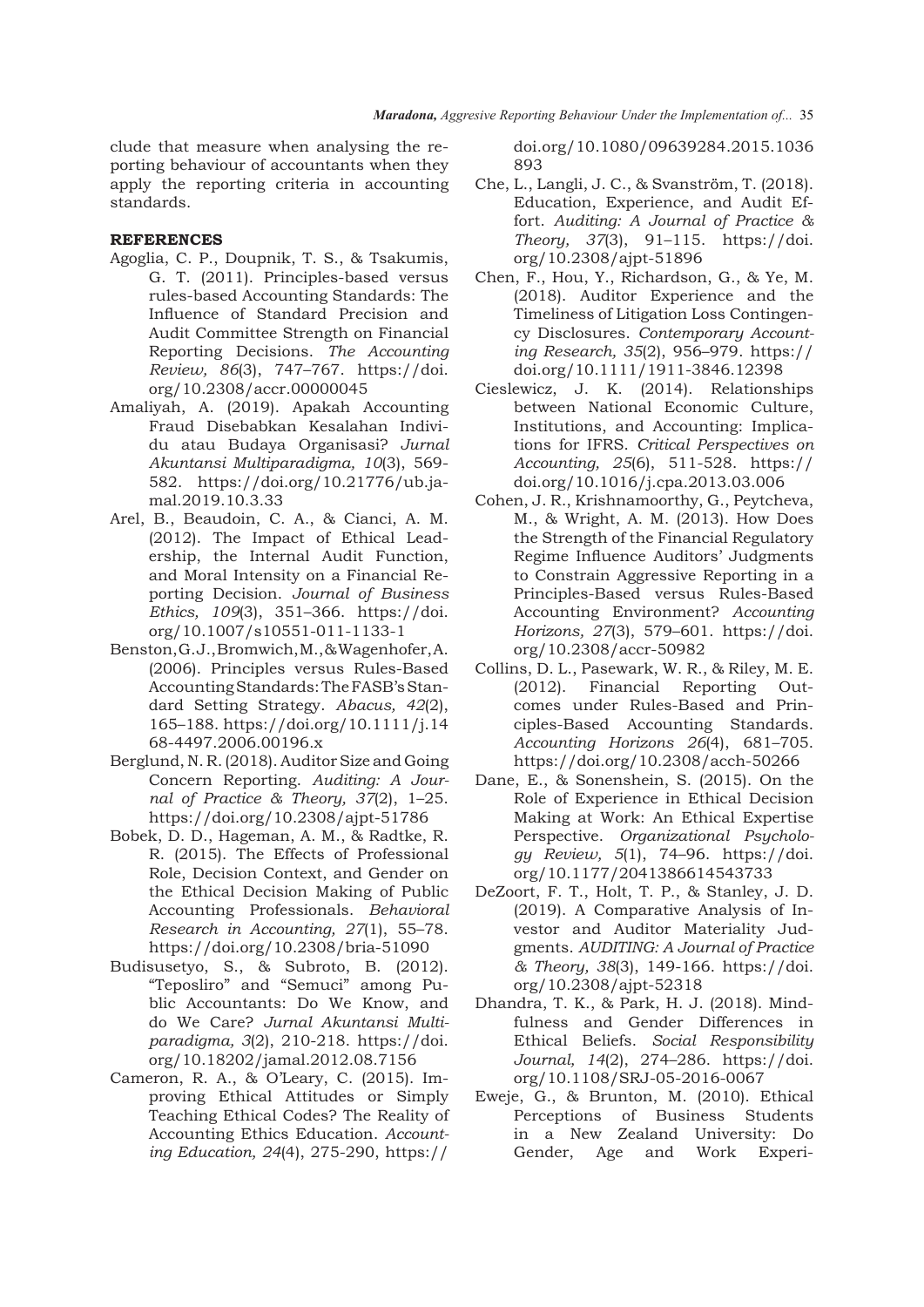clude that measure when analysing the reporting behaviour of accountants when they apply the reporting criteria in accounting standards.

## REFERENCES

Agoglia, C. P., Doupnik, T. S., & Tsakumis, G. T. (2011). Principles-based versus rules-based Accounting Standards: The Influence of Standard Precision and Audit Committee Strength on Financial Reporting Decisions. *The Accounting Review, 86*(3), 747–767. https://doi.org/10.2308/accr.00000045

Amaliyah, A. (2019). Apakah Accounting Fraud Disebabkan Kesalahan Individu atau Budaya Organisasi? *Jurnal Akuntansi Multiparadigma, 10*(3), 569-582. https://doi.org/10.21776/ub.jamal.2019.10.3.33

Arel, B., Beaudoin, C. A., & Cianci, A. M. (2012). The Impact of Ethical Leadership, the Internal Audit Function, and Moral Intensity on a Financial Reporting Decision. *Journal of Business Ethics, 109*(3), 351–366. https://doi.org/10.1007/s10551-011-1133-1

Benston, G. J., Bromwich, M., & Wagenhofer, A. (2006). Principles versus Rules-Based Accounting Standards: The FASB's Standard Setting Strategy. *Abacus, 42*(2), 165–188. https://doi.org/10.1111/j.1468-4497.2006.00196.x

Berglund, N. R. (2018). Auditor Size and Going Concern Reporting. *Auditing: A Journal of Practice & Theory, 37*(2), 1–25. https://doi.org/10.2308/ajpt-51786

Bobek, D. D., Hageman, A. M., & Radtke, R. R. (2015). The Effects of Professional Role, Decision Context, and Gender on the Ethical Decision Making of Public Accounting Professionals. *Behavioral Research in Accounting, 27*(1), 55–78. https://doi.org/10.2308/bria-51090

Budisusetyo, S., & Subroto, B. (2012). "Teposliro" and "Semuci" among Public Accountants: Do We Know, and do We Care? *Jurnal Akuntansi Multiparadigma, 3*(2), 210-218. https://doi.org/10.18202/jamal.2012.08.7156

Cameron, R. A., & O'Leary, C. (2015). Improving Ethical Attitudes or Simply Teaching Ethical Codes? The Reality of Accounting Ethics Education. *Accounting Education, 24*(4), 275-290, https://doi.org/10.1080/09639284.2015.1036893

Che, L., Langli, J. C., & Svanström, T. (2018). Education, Experience, and Audit Effort. *Auditing: A Journal of Practice & Theory, 37*(3), 91–115. https://doi.org/10.2308/ajpt-51896

Chen, F., Hou, Y., Richardson, G., & Ye, M. (2018). Auditor Experience and the Timeliness of Litigation Loss Contingency Disclosures. *Contemporary Accounting Research, 35*(2), 956–979. https://doi.org/10.1111/1911-3846.12398

Cieslewicz, J. K. (2014). Relationships between National Economic Culture, Institutions, and Accounting: Implications for IFRS. *Critical Perspectives on Accounting, 25*(6), 511-528. https://doi.org/10.1016/j.cpa.2013.03.006

Cohen, J. R., Krishnamoorthy, G., Peytcheva, M., & Wright, A. M. (2013). How Does the Strength of the Financial Regulatory Regime Influence Auditors' Judgments to Constrain Aggressive Reporting in a Principles-Based versus Rules-Based Accounting Environment? *Accounting Horizons, 27*(3), 579–601. https://doi.org/10.2308/accr-50982

Collins, D. L., Pasewark, W. R., & Riley, M. E. (2012). Financial Reporting Outcomes under Rules-Based and Principles-Based Accounting Standards. *Accounting Horizons 26*(4), 681–705. https://doi.org/10.2308/acch-50266

Dane, E., & Sonenshein, S. (2015). On the Role of Experience in Ethical Decision Making at Work: An Ethical Expertise Perspective. *Organizational Psychology Review, 5*(1), 74–96. https://doi.org/10.1177/2041386614543733

DeZoort, F. T., Holt, T. P., & Stanley, J. D. (2019). A Comparative Analysis of Investor and Auditor Materiality Judgments. *AUDITING: A Journal of Practice & Theory, 38*(3), 149-166. https://doi.org/10.2308/ajpt-52318

Dhandra, T. K., & Park, H. J. (2018). Mindfulness and Gender Differences in Ethical Beliefs. *Social Responsibility Journal, 14*(2), 274–286. https://doi.org/10.1108/SRJ-05-2016-0067

Eweje, G., & Brunton, M. (2010). Ethical Perceptions of Business Students in a New Zealand University: Do Gender, Age and Work Experi-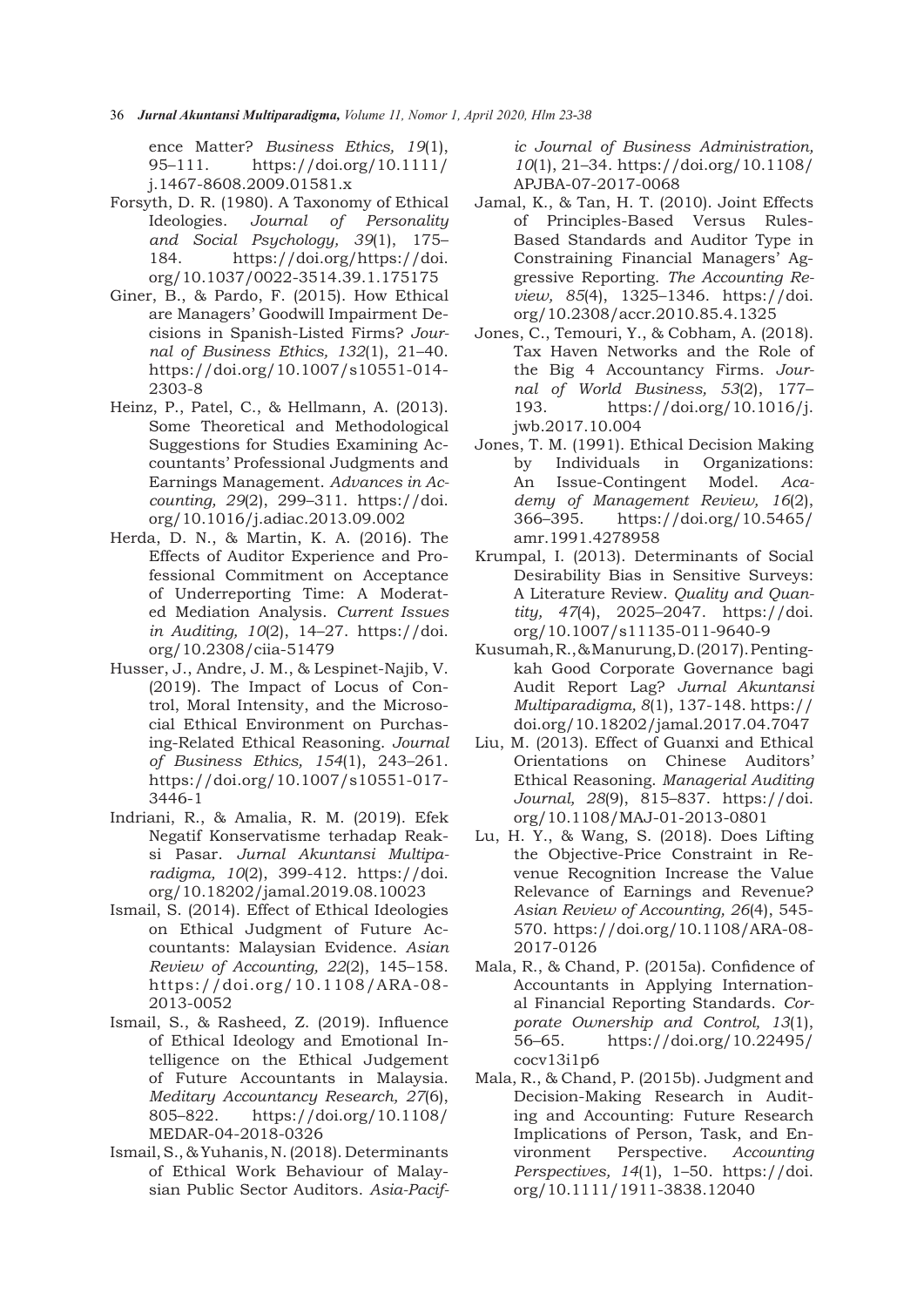ence Matter? *Business Ethics, 19*(1), 95–111. https://doi.org/10.1111/j.1467-8608.2009.01581.x

Forsyth, D. R. (1980). A Taxonomy of Ethical Ideologies. *Journal of Personality and Social Psychology, 39*(1), 175–184. https://doi.org/https://doi.org/10.1037/0022-3514.39.1.175175

Giner, B., & Pardo, F. (2015). How Ethical are Managers' Goodwill Impairment Decisions in Spanish-Listed Firms? *Journal of Business Ethics, 132*(1), 21–40. https://doi.org/10.1007/s10551-014-2303-8

Heinz, P., Patel, C., & Hellmann, A. (2013). Some Theoretical and Methodological Suggestions for Studies Examining Accountants' Professional Judgments and Earnings Management. *Advances in Accounting, 29*(2), 299–311. https://doi.org/10.1016/j.adiac.2013.09.002

Herda, D. N., & Martin, K. A. (2016). The Effects of Auditor Experience and Professional Commitment on Acceptance of Underreporting Time: A Moderated Mediation Analysis. *Current Issues in Auditing, 10*(2), 14–27. https://doi.org/10.2308/ciia-51479

Husser, J., Andre, J. M., & Lespinet-Najib, V. (2019). The Impact of Locus of Control, Moral Intensity, and the Microsocial Ethical Environment on Purchasing-Related Ethical Reasoning. *Journal of Business Ethics, 154*(1), 243–261. https://doi.org/10.1007/s10551-017-3446-1

Indriani, R., & Amalia, R. M. (2019). Efek Negatif Konservatisme terhadap Reaksi Pasar. *Jurnal Akuntansi Multiparadigma, 10*(2), 399-412. https://doi.org/10.18202/jamal.2019.08.10023

Ismail, S. (2014). Effect of Ethical Ideologies on Ethical Judgment of Future Accountants: Malaysian Evidence. *Asian Review of Accounting, 22*(2), 145–158. https://doi.org/10.1108/ARA-08-2013-0052

Ismail, S., & Rasheed, Z. (2019). Influence of Ethical Ideology and Emotional Intelligence on the Ethical Judgement of Future Accountants in Malaysia. *Meditary Accountancy Research, 27*(6), 805–822. https://doi.org/10.1108/MEDAR-04-2018-0326

Ismail, S., & Yuhanis, N. (2018). Determinants of Ethical Work Behaviour of Malaysian Public Sector Auditors. *Asia-Pacific Journal of Business Administration, 10*(1), 21–34. https://doi.org/10.1108/APJBA-07-2017-0068

Jamal, K., & Tan, H. T. (2010). Joint Effects of Principles-Based Versus Rules-Based Standards and Auditor Type in Constraining Financial Managers' Aggressive Reporting. *The Accounting Review, 85*(4), 1325–1346. https://doi.org/10.2308/accr.2010.85.4.1325

Jones, C., Temouri, Y., & Cobham, A. (2018). Tax Haven Networks and the Role of the Big 4 Accountancy Firms. *Journal of World Business, 53*(2), 177–193. https://doi.org/10.1016/j.jwb.2017.10.004

Jones, T. M. (1991). Ethical Decision Making by Individuals in Organizations: An Issue-Contingent Model. *Academy of Management Review, 16*(2), 366–395. https://doi.org/10.5465/amr.1991.4278958

Krumpal, I. (2013). Determinants of Social Desirability Bias in Sensitive Surveys: A Literature Review. *Quality and Quantity, 47*(4), 2025–2047. https://doi.org/10.1007/s11135-011-9640-9

Kusumah, R., & Manurung, D. (2017). Pentingkah Good Corporate Governance bagi Audit Report Lag? *Jurnal Akuntansi Multiparadigma, 8*(1), 137-148. https://doi.org/10.18202/jamal.2017.04.7047

Liu, M. (2013). Effect of Guanxi and Ethical Orientations on Chinese Auditors' Ethical Reasoning. *Managerial Auditing Journal, 28*(9), 815–837. https://doi.org/10.1108/MAJ-01-2013-0801

Lu, H. Y., & Wang, S. (2018). Does Lifting the Objective-Price Constraint in Revenue Recognition Increase the Value Relevance of Earnings and Revenue? *Asian Review of Accounting, 26*(4), 545-570. https://doi.org/10.1108/ARA-08-2017-0126

Mala, R., & Chand, P. (2015a). Confidence of Accountants in Applying International Financial Reporting Standards. *Corporate Ownership and Control, 13*(1), 56–65. https://doi.org/10.22495/cocv13i1p6

Mala, R., & Chand, P. (2015b). Judgment and Decision-Making Research in Auditing and Accounting: Future Research Implications of Person, Task, and Environment Perspective. *Accounting Perspectives, 14*(1), 1–50. https://doi.org/10.1111/1911-3838.12040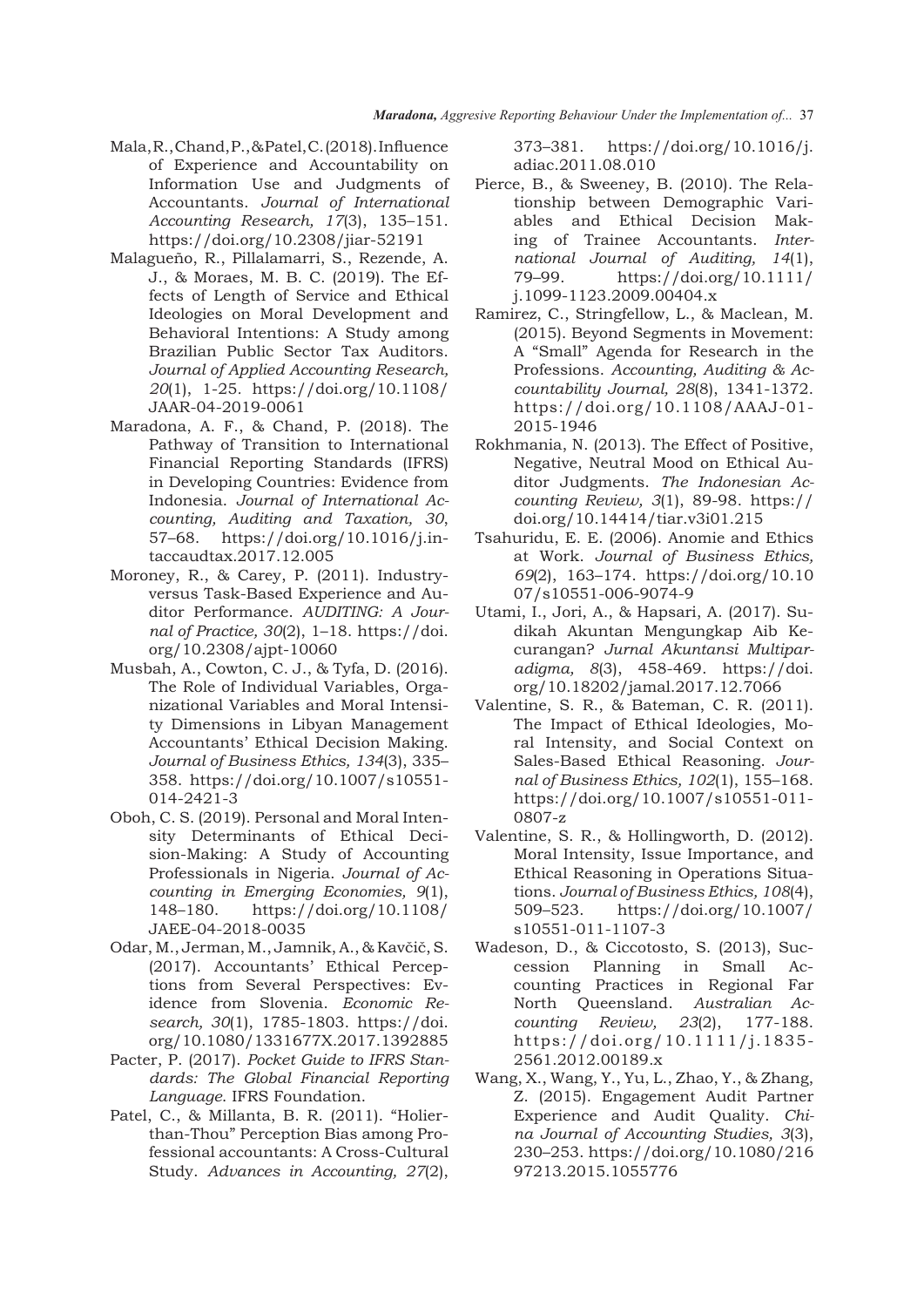Mala, R., Chand, P., & Patel, C. (2018). Influence of Experience and Accountability on Information Use and Judgments of Accountants. *Journal of International Accounting Research, 17*(3), 135–151. https://doi.org/10.2308/jiar-52191

Malagueño, R., Pillalamarri, S., Rezende, A. J., & Moraes, M. B. C. (2019). The Effects of Length of Service and Ethical Ideologies on Moral Development and Behavioral Intentions: A Study among Brazilian Public Sector Tax Auditors. *Journal of Applied Accounting Research, 20*(1), 1-25. https://doi.org/10.1108/JAAR-04-2019-0061

Maradona, A. F., & Chand, P. (2018). The Pathway of Transition to International Financial Reporting Standards (IFRS) in Developing Countries: Evidence from Indonesia. *Journal of International Accounting, Auditing and Taxation, 30*, 57–68. https://doi.org/10.1016/j.intaccaudtax.2017.12.005

Moroney, R., & Carey, P. (2011). Industry-versus Task-Based Experience and Auditor Performance. *AUDITING: A Journal of Practice, 30*(2), 1–18. https://doi.org/10.2308/ajpt-10060

Musbah, A., Cowton, C. J., & Tyfa, D. (2016). The Role of Individual Variables, Organizational Variables and Moral Intensity Dimensions in Libyan Management Accountants' Ethical Decision Making. *Journal of Business Ethics, 134*(3), 335–358. https://doi.org/10.1007/s10551-014-2421-3

Oboh, C. S. (2019). Personal and Moral Intensity Determinants of Ethical Decision-Making: A Study of Accounting Professionals in Nigeria. *Journal of Accounting in Emerging Economies, 9*(1), 148–180. https://doi.org/10.1108/JAEE-04-2018-0035

Odar, M., Jerman, M., Jamnik, A., & Kavčič, S. (2017). Accountants' Ethical Perceptions from Several Perspectives: Evidence from Slovenia. *Economic Research, 30*(1), 1785-1803. https://doi.org/10.1080/1331677X.2017.1392885

Pacter, P. (2017). *Pocket Guide to IFRS Standards: The Global Financial Reporting Language*. IFRS Foundation.

Patel, C., & Millanta, B. R. (2011). "Holier-than-Thou" Perception Bias among Professional accountants: A Cross-Cultural Study. *Advances in Accounting, 27*(2), 373–381. https://doi.org/10.1016/j.adiac.2011.08.010

Pierce, B., & Sweeney, B. (2010). The Relationship between Demographic Variables and Ethical Decision Making of Trainee Accountants. *International Journal of Auditing, 14*(1), 79–99. https://doi.org/10.1111/j.1099-1123.2009.00404.x

Ramirez, C., Stringfellow, L., & Maclean, M. (2015). Beyond Segments in Movement: A "Small" Agenda for Research in the Professions. *Accounting, Auditing & Accountability Journal, 28*(8), 1341-1372. https://doi.org/10.1108/AAAJ-01-2015-1946

Rokhmania, N. (2013). The Effect of Positive, Negative, Neutral Mood on Ethical Auditor Judgments. *The Indonesian Accounting Review, 3*(1), 89-98. https://doi.org/10.14414/tiar.v3i01.215

Tsahuridu, E. E. (2006). Anomie and Ethics at Work. *Journal of Business Ethics, 69*(2), 163–174. https://doi.org/10.1007/s10551-006-9074-9

Utami, I., Jori, A., & Hapsari, A. (2017). Sudikah Akuntan Mengungkap Aib Kecurangan? *Jurnal Akuntansi Multiparadigma, 8*(3), 458-469. https://doi.org/10.18202/jamal.2017.12.7066

Valentine, S. R., & Bateman, C. R. (2011). The Impact of Ethical Ideologies, Moral Intensity, and Social Context on Sales-Based Ethical Reasoning. *Journal of Business Ethics, 102*(1), 155–168. https://doi.org/10.1007/s10551-011-0807-z

Valentine, S. R., & Hollingworth, D. (2012). Moral Intensity, Issue Importance, and Ethical Reasoning in Operations Situations. *Journal of Business Ethics, 108*(4), 509–523. https://doi.org/10.1007/s10551-011-1107-3

Wadeson, D., & Ciccotosto, S. (2013), Succession Planning in Small Accounting Practices in Regional Far North Queensland. *Australian Accounting Review, 23*(2), 177-188. https://doi.org/10.1111/j.1835-2561.2012.00189.x

Wang, X., Wang, Y., Yu, L., Zhao, Y., & Zhang, Z. (2015). Engagement Audit Partner Experience and Audit Quality. *China Journal of Accounting Studies, 3*(3), 230–253. https://doi.org/10.1080/21697213.2015.1055776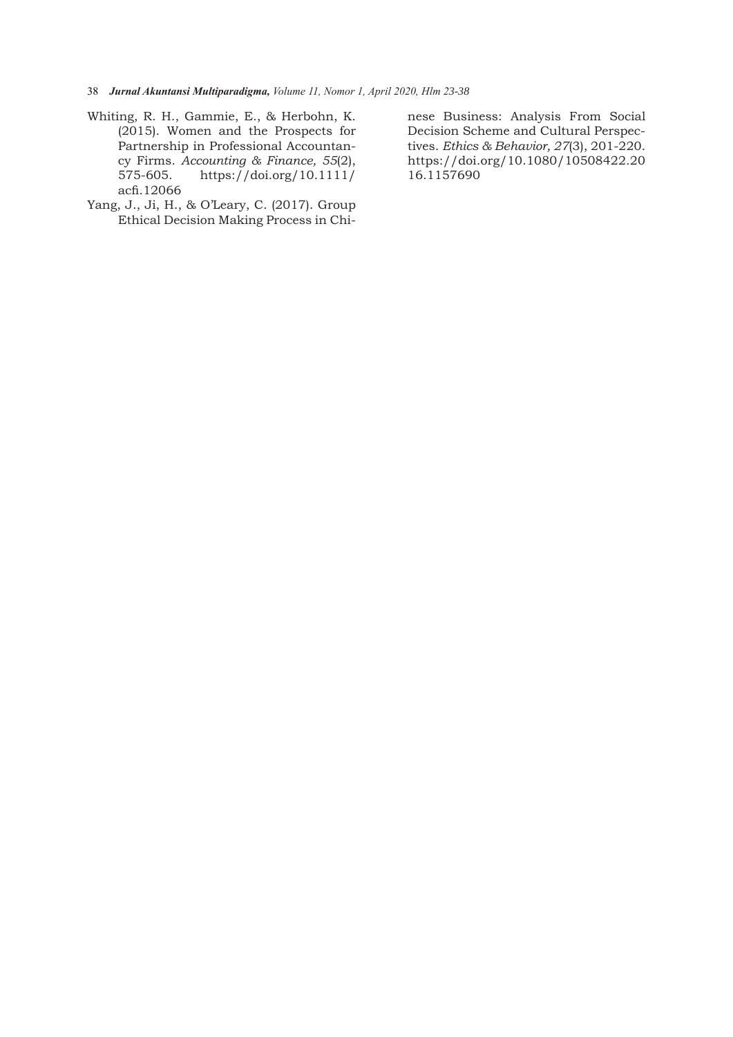Whiting, R. H., Gammie, E., & Herbohn, K. (2015). Women and the Prospects for Partnership in Professional Accountancy Firms. *Accounting & Finance, 55*(2), 575-605. https://doi.org/10.1111/acfi.12066

Yang, J., Ji, H., & O'Leary, C. (2017). Group Ethical Decision Making Process in Chinese Business: Analysis From Social Decision Scheme and Cultural Perspectives. *Ethics & Behavior, 27*(3), 201-220. https://doi.org/10.1080/10508422.2016.1157690